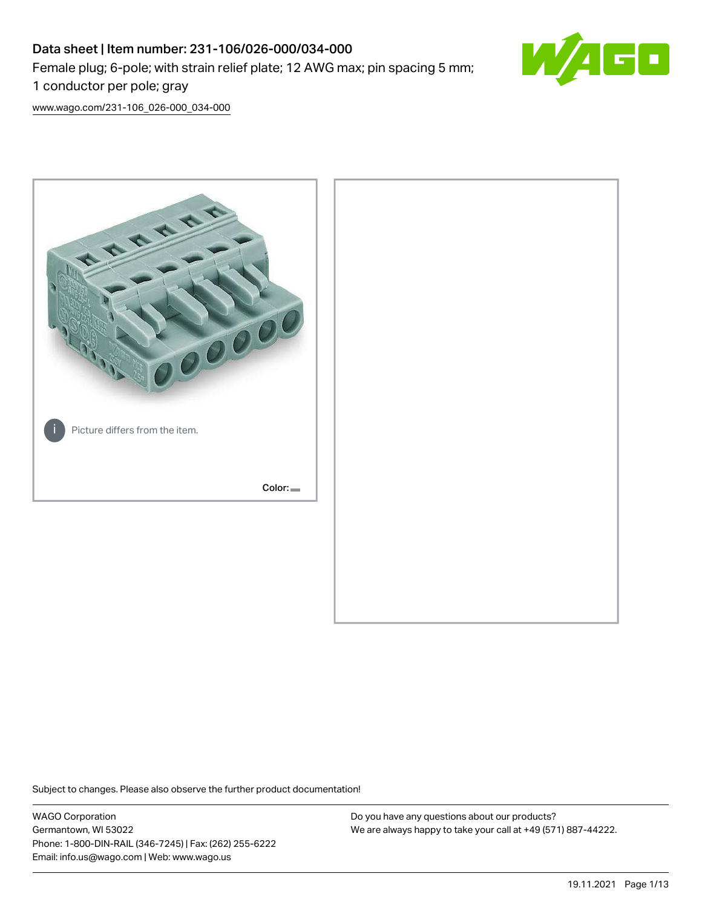# Data sheet | Item number: 231-106/026-000/034-000

Female plug; 6-pole; with strain relief plate; 12 AWG max; pin spacing 5 mm; 1 conductor per pole; gray

www.wago.com/231-106_026-000_034-000

Picture differs from the item.

Color:

Subject to changes. Please also observe the further product documentation!

WAGO Corporation
Germantown, WI 53022
Phone: 1-800-DIN-RAIL (346-7245) | Fax: (262) 255-6222
Email: info.us@wago.com | Web: www.wago.us

Do you have any questions about our products?
We are always happy to take your call at +49 (571) 887-44222.

19.11.2021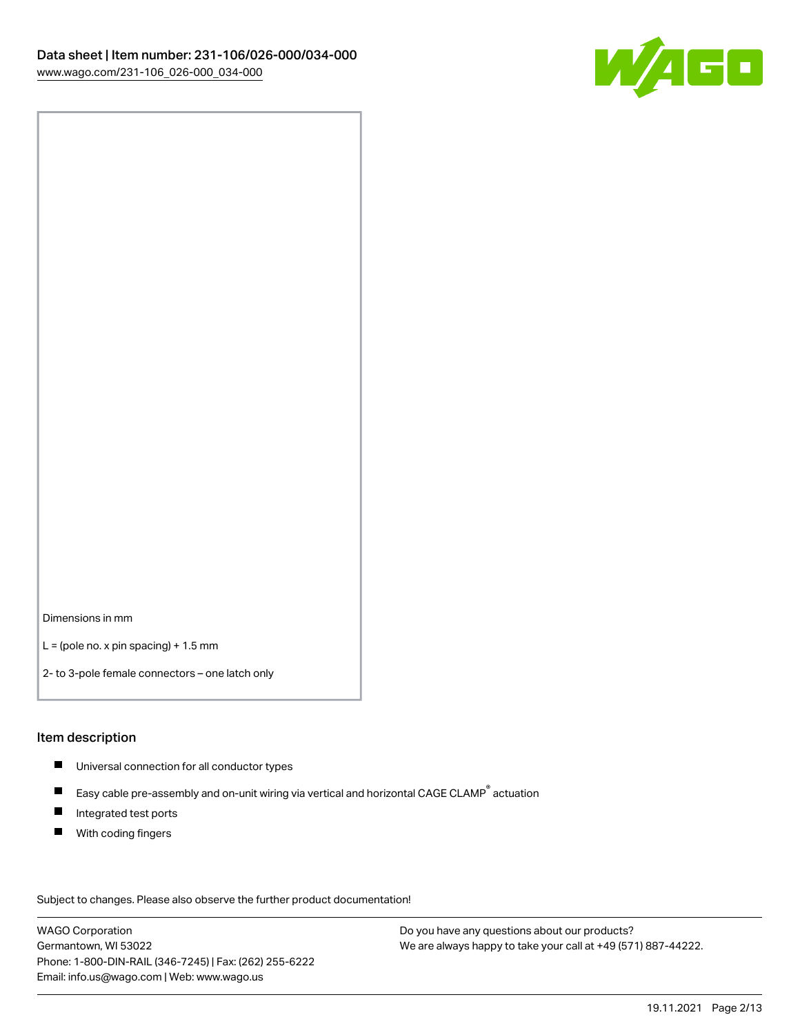Dimensions in mm

L = (pole no. x pin spacing) + 1.5 mm

2- to 3-pole female connectors – one latch only

## Item description

- Universal connection for all conductor types
- Easy cable pre-assembly and on-unit wiring via vertical and horizontal CAGE CLAMP® actuation
- Integrated test ports
- With coding fingers

Subject to changes. Please also observe the further product documentation!

WAGO Corporation
Germantown, WI 53022
Phone: 1-800-DIN-RAIL (346-7245) | Fax: (262) 255-6222
Email: info.us@wago.com | Web: www.wago.us

Do you have any questions about our products?
We are always happy to take your call at +49 (571) 887-44222.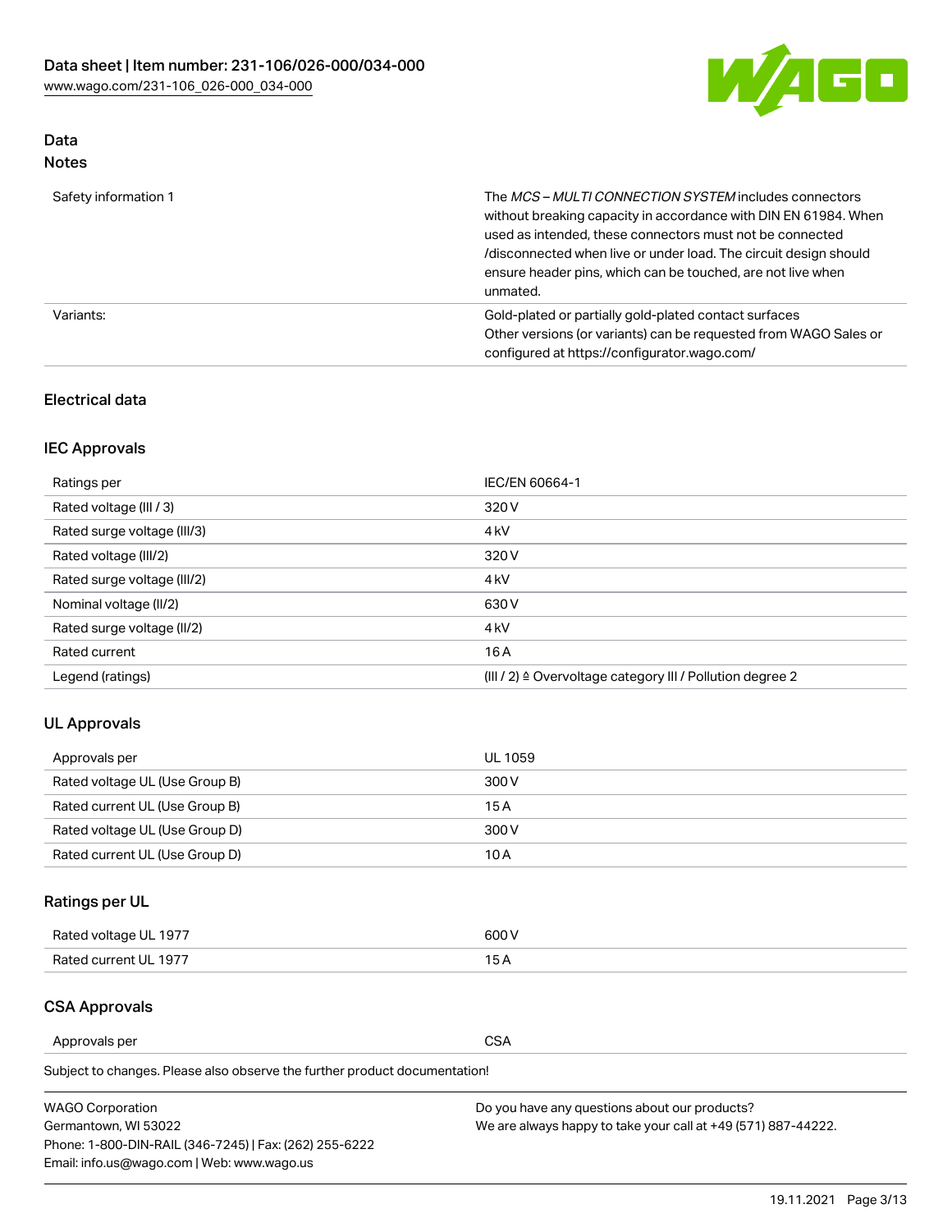## Data

### Notes

| | |
|---|---|
| Safety information 1 | The *MCS – MULTI CONNECTION SYSTEM* includes connectors without breaking capacity in accordance with DIN EN 61984. When used as intended, these connectors must not be connected /disconnected when live or under load. The circuit design should ensure header pins, which can be touched, are not live when unmated. |
| Variants: | Gold-plated or partially gold-plated contact surfaces<br>Other versions (or variants) can be requested from WAGO Sales or configured at https://configurator.wago.com/ |

## Electrical data

### IEC Approvals

| | |
|---|---|
| Ratings per | IEC/EN 60664-1 |
| Rated voltage (III / 3) | 320 V |
| Rated surge voltage (III/3) | 4 kV |
| Rated voltage (III/2) | 320 V |
| Rated surge voltage (III/2) | 4 kV |
| Nominal voltage (II/2) | 630 V |
| Rated surge voltage (II/2) | 4 kV |
| Rated current | 16 A |
| Legend (ratings) | (III / 2) ≙ Overvoltage category III / Pollution degree 2 |

### UL Approvals

| | |
|---|---|
| Approvals per | UL 1059 |
| Rated voltage UL (Use Group B) | 300 V |
| Rated current UL (Use Group B) | 15 A |
| Rated voltage UL (Use Group D) | 300 V |
| Rated current UL (Use Group D) | 10 A |

### Ratings per UL

| | |
|---|---|
| Rated voltage UL 1977 | 600 V |
| Rated current UL 1977 | 15 A |

### CSA Approvals

| | |
|---|---|
| Approvals per | CSA |

Subject to changes. Please also observe the further product documentation!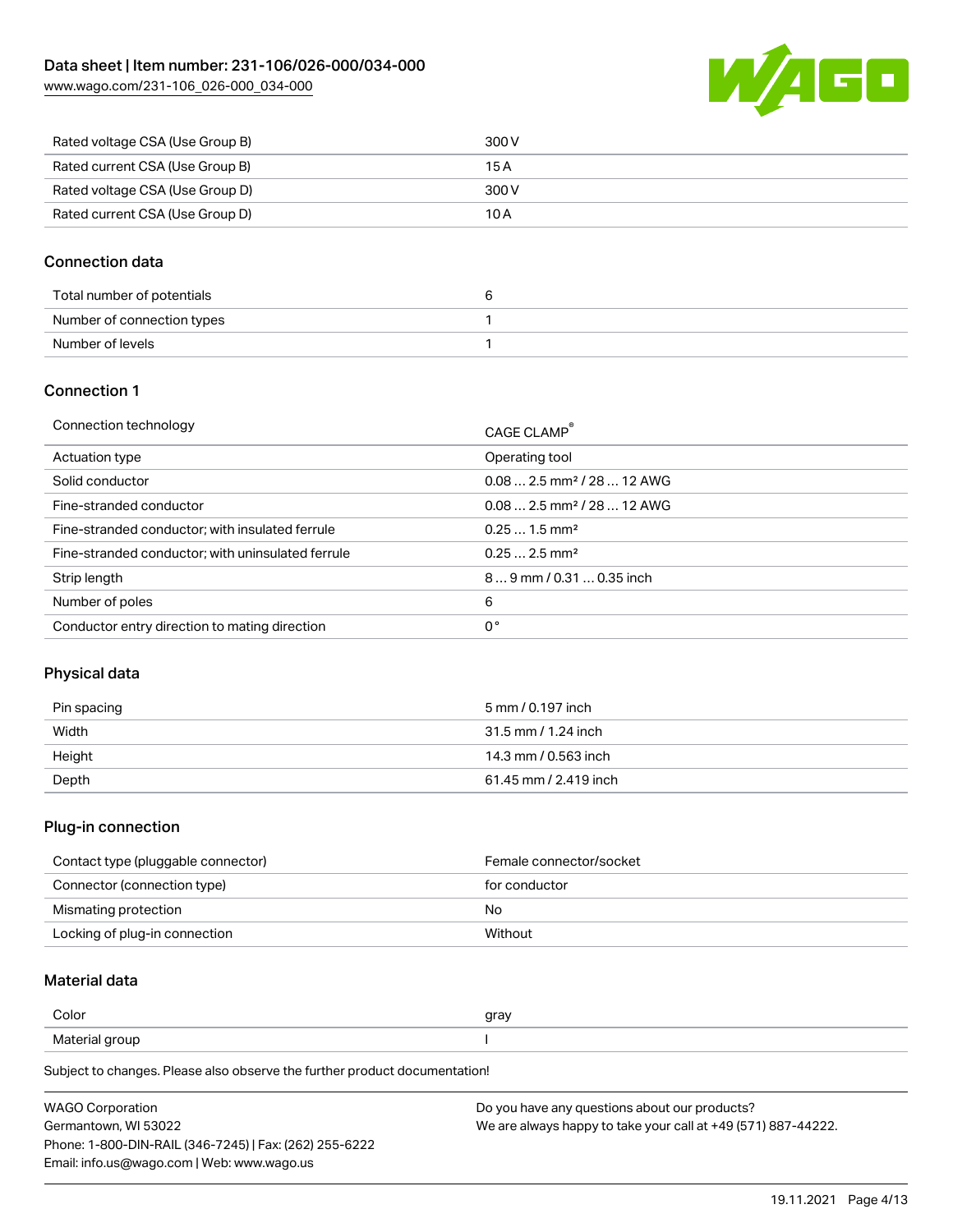| | |
|---|---|
| Rated voltage CSA (Use Group B) | 300 V |
| Rated current CSA (Use Group B) | 15 A |
| Rated voltage CSA (Use Group D) | 300 V |
| Rated current CSA (Use Group D) | 10 A |

## Connection data

| | |
|---|---|
| Total number of potentials | 6 |
| Number of connection types | 1 |
| Number of levels | 1 |

## Connection 1

| | |
|---|---|
| Connection technology | CAGE CLAMP® |
| Actuation type | Operating tool |
| Solid conductor | 0.08 … 2.5 mm² / 28 … 12 AWG |
| Fine-stranded conductor | 0.08 … 2.5 mm² / 28 … 12 AWG |
| Fine-stranded conductor; with insulated ferrule | 0.25 … 1.5 mm² |
| Fine-stranded conductor; with uninsulated ferrule | 0.25 … 2.5 mm² |
| Strip length | 8 … 9 mm / 0.31 … 0.35 inch |
| Number of poles | 6 |
| Conductor entry direction to mating direction | 0 ° |

## Physical data

| | |
|---|---|
| Pin spacing | 5 mm / 0.197 inch |
| Width | 31.5 mm / 1.24 inch |
| Height | 14.3 mm / 0.563 inch |
| Depth | 61.45 mm / 2.419 inch |

## Plug-in connection

| | |
|---|---|
| Contact type (pluggable connector) | Female connector/socket |
| Connector (connection type) | for conductor |
| Mismating protection | No |
| Locking of plug-in connection | Without |

## Material data

| | |
|---|---|
| Color | gray |
| Material group | I |

Subject to changes. Please also observe the further product documentation!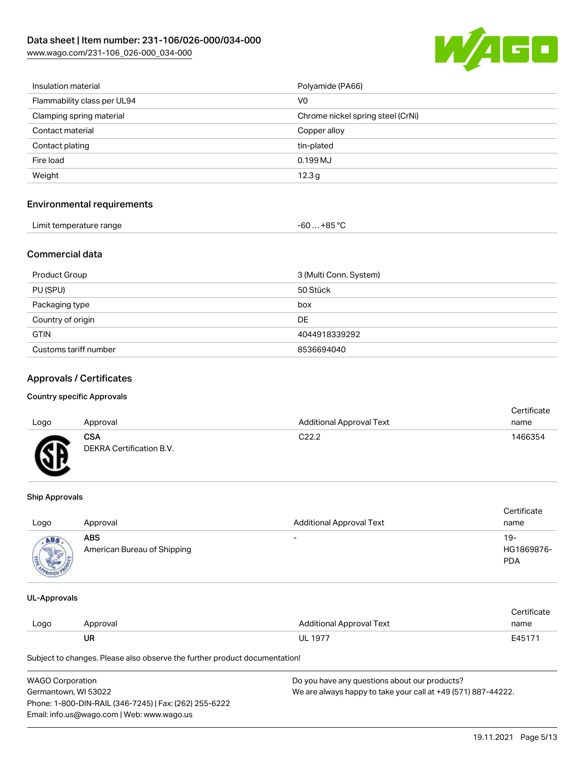| | |
|---|---|
| Insulation material | Polyamide (PA66) |
| Flammability class per UL94 | V0 |
| Clamping spring material | Chrome nickel spring steel (CrNi) |
| Contact material | Copper alloy |
| Contact plating | tin-plated |
| Fire load | 0.199 MJ |
| Weight | 12.3 g |

## Environmental requirements

| | |
|---|---|
| Limit temperature range | -60 … +85 °C |

## Commercial data

| | |
|---|---|
| Product Group | 3 (Multi Conn. System) |
| PU (SPU) | 50 Stück |
| Packaging type | box |
| Country of origin | DE |
| GTIN | 4044918339292 |
| Customs tariff number | 8536694040 |

## Approvals / Certificates

### Country specific Approvals

| Logo | Approval | Additional Approval Text | Certificate name |
|---|---|---|---|
| | **CSA**<br>DEKRA Certification B.V. | C22.2 | 1466354 |

### Ship Approvals

| Logo | Approval | Additional Approval Text | Certificate name |
|---|---|---|---|
| | **ABS**<br>American Bureau of Shipping | - | 19-HG1869876-PDA |

### UL-Approvals

| Logo | Approval | Additional Approval Text | Certificate name |
|---|---|---|---|
| | **UR** | UL 1977 | E45171 |

Subject to changes. Please also observe the further product documentation!

WAGO Corporation
Germantown, WI 53022
Phone: 1-800-DIN-RAIL (346-7245) | Fax: (262) 255-6222
Email: info.us@wago.com | Web: www.wago.us

Do you have any questions about our products?
We are always happy to take your call at +49 (571) 887-44222.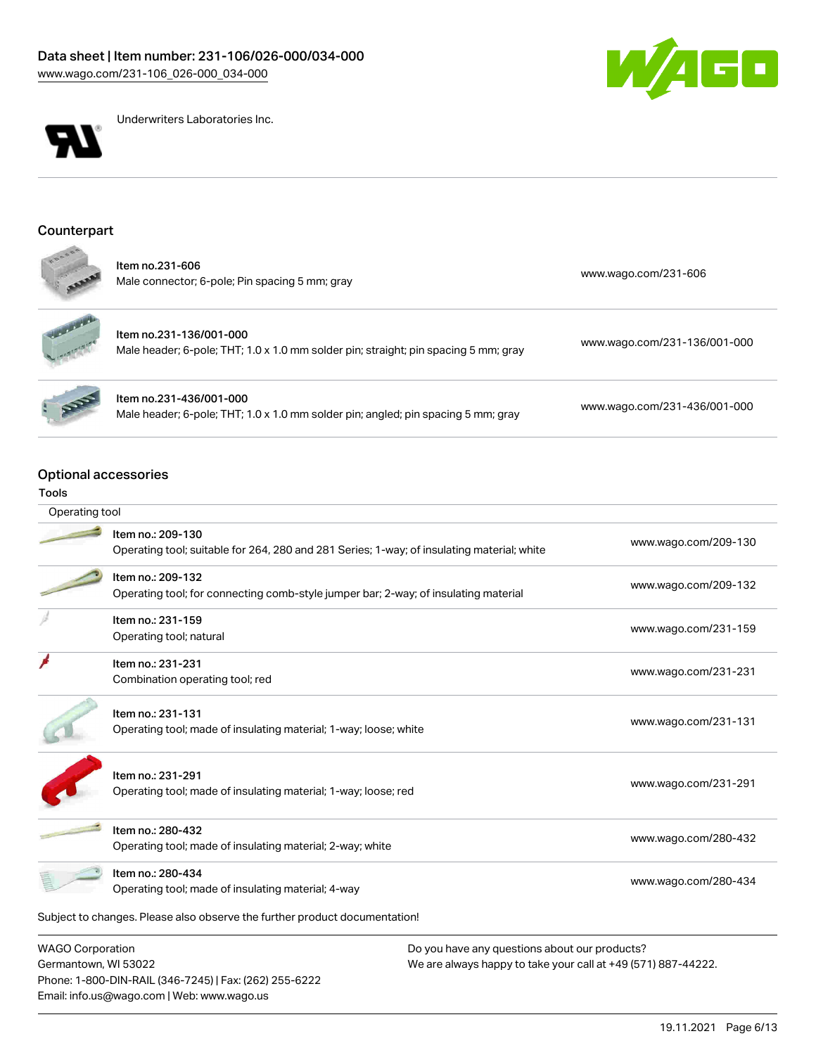Underwriters Laboratories Inc.

## Counterpart

| Item | Link |
| --- | --- |
| **Item no.231-606**<br>Male connector; 6-pole; Pin spacing 5 mm; gray | www.wago.com/231-606 |
| **Item no.231-136/001-000**<br>Male header; 6-pole; THT; 1.0 x 1.0 mm solder pin; straight; pin spacing 5 mm; gray | www.wago.com/231-136/001-000 |
| **Item no.231-436/001-000**<br>Male header; 6-pole; THT; 1.0 x 1.0 mm solder pin; angled; pin spacing 5 mm; gray | www.wago.com/231-436/001-000 |

## Optional accessories

### Tools

| Operating tool | |
| --- | --- |
| Item no.: 209-130<br>Operating tool; suitable for 264, 280 and 281 Series; 1-way; of insulating material; white | www.wago.com/209-130 |
| Item no.: 209-132<br>Operating tool; for connecting comb-style jumper bar; 2-way; of insulating material | www.wago.com/209-132 |
| Item no.: 231-159<br>Operating tool; natural | www.wago.com/231-159 |
| Item no.: 231-231<br>Combination operating tool; red | www.wago.com/231-231 |
| Item no.: 231-131<br>Operating tool; made of insulating material; 1-way; loose; white | www.wago.com/231-131 |
| Item no.: 231-291<br>Operating tool; made of insulating material; 1-way; loose; red | www.wago.com/231-291 |
| Item no.: 280-432<br>Operating tool; made of insulating material; 2-way; white | www.wago.com/280-432 |
| Item no.: 280-434<br>Operating tool; made of insulating material; 4-way | www.wago.com/280-434 |

Subject to changes. Please also observe the further product documentation!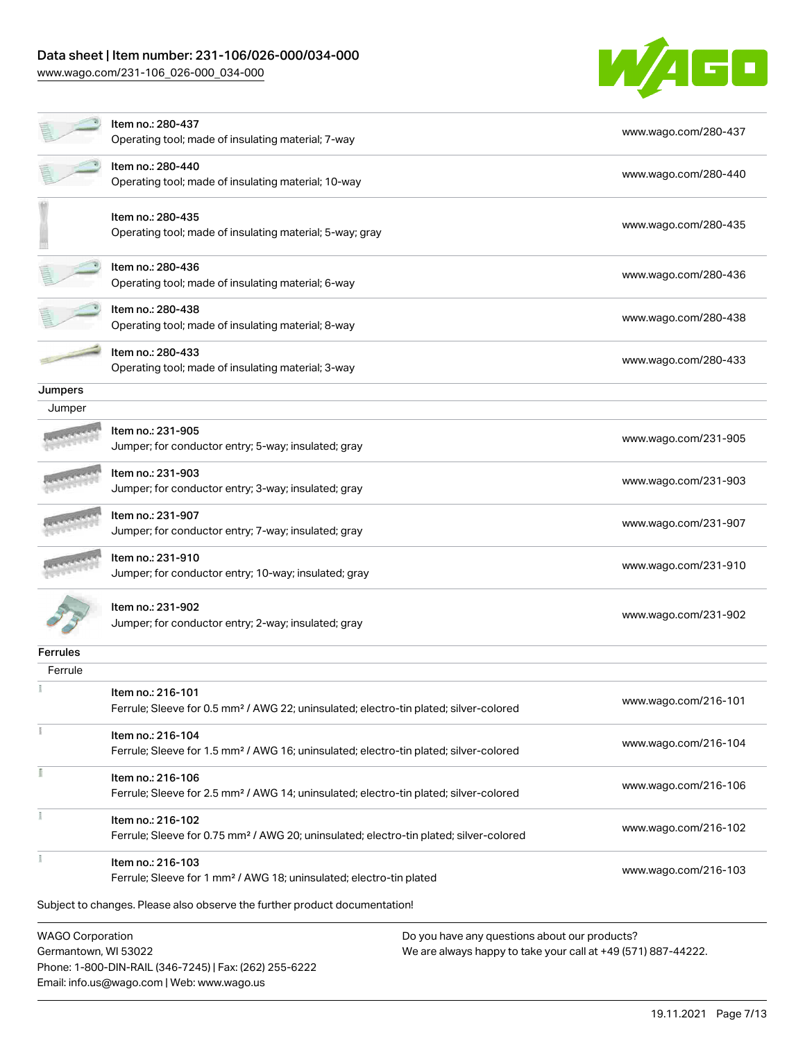| | | |
|---|---|---|
| | Item no.: 280-437<br>Operating tool; made of insulating material; 7-way | www.wago.com/280-437 |
| | Item no.: 280-440<br>Operating tool; made of insulating material; 10-way | www.wago.com/280-440 |
| | Item no.: 280-435<br>Operating tool; made of insulating material; 5-way; gray | www.wago.com/280-435 |
| | Item no.: 280-436<br>Operating tool; made of insulating material; 6-way | www.wago.com/280-436 |
| | Item no.: 280-438<br>Operating tool; made of insulating material; 8-way | www.wago.com/280-438 |
| | Item no.: 280-433<br>Operating tool; made of insulating material; 3-way | www.wago.com/280-433 |

**Jumpers**

Jumper

| | | |
|---|---|---|
| | Item no.: 231-905<br>Jumper; for conductor entry; 5-way; insulated; gray | www.wago.com/231-905 |
| | Item no.: 231-903<br>Jumper; for conductor entry; 3-way; insulated; gray | www.wago.com/231-903 |
| | Item no.: 231-907<br>Jumper; for conductor entry; 7-way; insulated; gray | www.wago.com/231-907 |
| | Item no.: 231-910<br>Jumper; for conductor entry; 10-way; insulated; gray | www.wago.com/231-910 |
| | Item no.: 231-902<br>Jumper; for conductor entry; 2-way; insulated; gray | www.wago.com/231-902 |

**Ferrules**

Ferrule

| | | |
|---|---|---|
| | Item no.: 216-101<br>Ferrule; Sleeve for 0.5 mm² / AWG 22; uninsulated; electro-tin plated; silver-colored | www.wago.com/216-101 |
| | Item no.: 216-104<br>Ferrule; Sleeve for 1.5 mm² / AWG 16; uninsulated; electro-tin plated; silver-colored | www.wago.com/216-104 |
| | Item no.: 216-106<br>Ferrule; Sleeve for 2.5 mm² / AWG 14; uninsulated; electro-tin plated; silver-colored | www.wago.com/216-106 |
| | Item no.: 216-102<br>Ferrule; Sleeve for 0.75 mm² / AWG 20; uninsulated; electro-tin plated; silver-colored | www.wago.com/216-102 |
| | Item no.: 216-103<br>Ferrule; Sleeve for 1 mm² / AWG 18; uninsulated; electro-tin plated | www.wago.com/216-103 |

Subject to changes. Please also observe the further product documentation!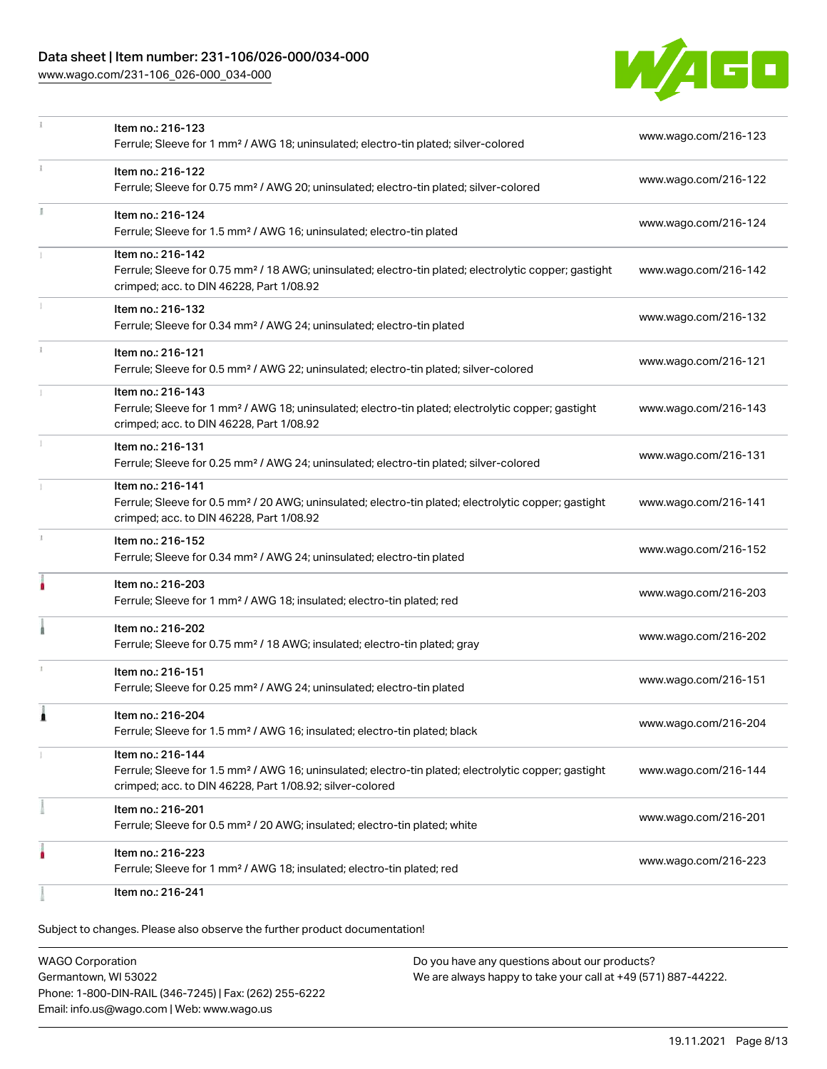| Item | Link |
| --- | --- |
| Item no.: 216-123<br>Ferrule; Sleeve for 1 mm² / AWG 18; uninsulated; electro-tin plated; silver-colored | www.wago.com/216-123 |
| Item no.: 216-122<br>Ferrule; Sleeve for 0.75 mm² / AWG 20; uninsulated; electro-tin plated; silver-colored | www.wago.com/216-122 |
| Item no.: 216-124<br>Ferrule; Sleeve for 1.5 mm² / AWG 16; uninsulated; electro-tin plated | www.wago.com/216-124 |
| Item no.: 216-142<br>Ferrule; Sleeve for 0.75 mm² / 18 AWG; uninsulated; electro-tin plated; electrolytic copper; gastight crimped; acc. to DIN 46228, Part 1/08.92 | www.wago.com/216-142 |
| Item no.: 216-132<br>Ferrule; Sleeve for 0.34 mm² / AWG 24; uninsulated; electro-tin plated | www.wago.com/216-132 |
| Item no.: 216-121<br>Ferrule; Sleeve for 0.5 mm² / AWG 22; uninsulated; electro-tin plated; silver-colored | www.wago.com/216-121 |
| Item no.: 216-143<br>Ferrule; Sleeve for 1 mm² / AWG 18; uninsulated; electro-tin plated; electrolytic copper; gastight crimped; acc. to DIN 46228, Part 1/08.92 | www.wago.com/216-143 |
| Item no.: 216-131<br>Ferrule; Sleeve for 0.25 mm² / AWG 24; uninsulated; electro-tin plated; silver-colored | www.wago.com/216-131 |
| Item no.: 216-141<br>Ferrule; Sleeve for 0.5 mm² / 20 AWG; uninsulated; electro-tin plated; electrolytic copper; gastight crimped; acc. to DIN 46228, Part 1/08.92 | www.wago.com/216-141 |
| Item no.: 216-152<br>Ferrule; Sleeve for 0.34 mm² / AWG 24; uninsulated; electro-tin plated | www.wago.com/216-152 |
| Item no.: 216-203<br>Ferrule; Sleeve for 1 mm² / AWG 18; insulated; electro-tin plated; red | www.wago.com/216-203 |
| Item no.: 216-202<br>Ferrule; Sleeve for 0.75 mm² / 18 AWG; insulated; electro-tin plated; gray | www.wago.com/216-202 |
| Item no.: 216-151<br>Ferrule; Sleeve for 0.25 mm² / AWG 24; uninsulated; electro-tin plated | www.wago.com/216-151 |
| Item no.: 216-204<br>Ferrule; Sleeve for 1.5 mm² / AWG 16; insulated; electro-tin plated; black | www.wago.com/216-204 |
| Item no.: 216-144<br>Ferrule; Sleeve for 1.5 mm² / AWG 16; uninsulated; electro-tin plated; electrolytic copper; gastight crimped; acc. to DIN 46228, Part 1/08.92; silver-colored | www.wago.com/216-144 |
| Item no.: 216-201<br>Ferrule; Sleeve for 0.5 mm² / 20 AWG; insulated; electro-tin plated; white | www.wago.com/216-201 |
| Item no.: 216-223<br>Ferrule; Sleeve for 1 mm² / AWG 18; insulated; electro-tin plated; red | www.wago.com/216-223 |
| Item no.: 216-241 | |

Subject to changes. Please also observe the further product documentation!

WAGO Corporation
Germantown, WI 53022
Phone: 1-800-DIN-RAIL (346-7245) | Fax: (262) 255-6222
Email: info.us@wago.com | Web: www.wago.us

Do you have any questions about our products?
We are always happy to take your call at +49 (571) 887-44222.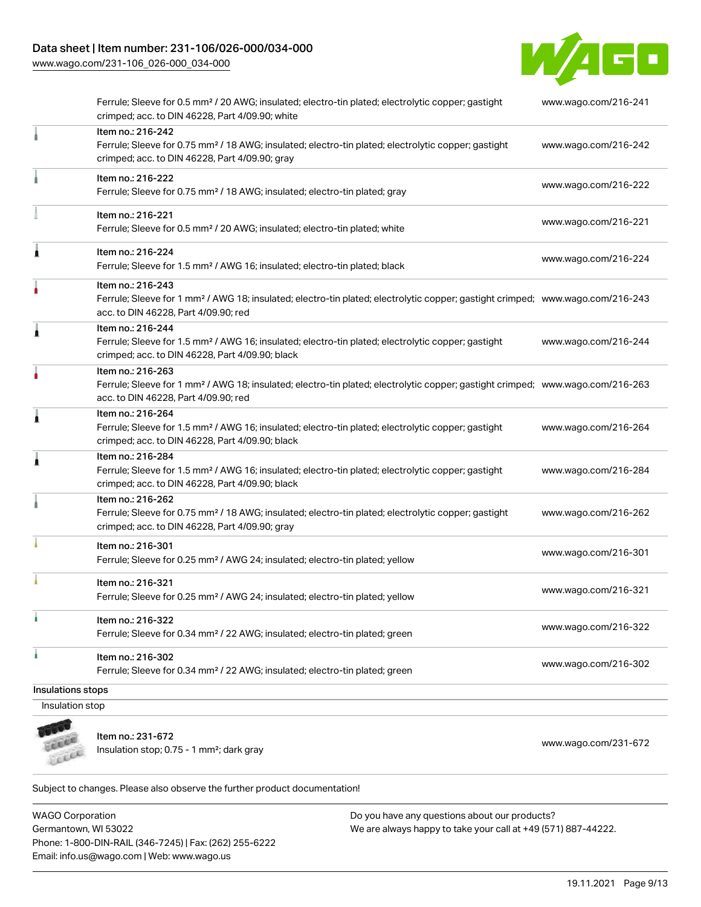| | | |
|---|---|---|
| | Ferrule; Sleeve for 0.5 mm² / 20 AWG; insulated; electro-tin plated; electrolytic copper; gastight crimped; acc. to DIN 46228, Part 4/09.90; white | www.wago.com/216-241 |
| | Item no.: 216-242<br>Ferrule; Sleeve for 0.75 mm² / 18 AWG; insulated; electro-tin plated; electrolytic copper; gastight crimped; acc. to DIN 46228, Part 4/09.90; gray | www.wago.com/216-242 |
| | Item no.: 216-222<br>Ferrule; Sleeve for 0.75 mm² / 18 AWG; insulated; electro-tin plated; gray | www.wago.com/216-222 |
| | Item no.: 216-221<br>Ferrule; Sleeve for 0.5 mm² / 20 AWG; insulated; electro-tin plated; white | www.wago.com/216-221 |
| | Item no.: 216-224<br>Ferrule; Sleeve for 1.5 mm² / AWG 16; insulated; electro-tin plated; black | www.wago.com/216-224 |
| | Item no.: 216-243<br>Ferrule; Sleeve for 1 mm² / AWG 18; insulated; electro-tin plated; electrolytic copper; gastight crimped; acc. to DIN 46228, Part 4/09.90; red | www.wago.com/216-243 |
| | Item no.: 216-244<br>Ferrule; Sleeve for 1.5 mm² / AWG 16; insulated; electro-tin plated; electrolytic copper; gastight crimped; acc. to DIN 46228, Part 4/09.90; black | www.wago.com/216-244 |
| | Item no.: 216-263<br>Ferrule; Sleeve for 1 mm² / AWG 18; insulated; electro-tin plated; electrolytic copper; gastight crimped; acc. to DIN 46228, Part 4/09.90; red | www.wago.com/216-263 |
| | Item no.: 216-264<br>Ferrule; Sleeve for 1.5 mm² / AWG 16; insulated; electro-tin plated; electrolytic copper; gastight crimped; acc. to DIN 46228, Part 4/09.90; black | www.wago.com/216-264 |
| | Item no.: 216-284<br>Ferrule; Sleeve for 1.5 mm² / AWG 16; insulated; electro-tin plated; electrolytic copper; gastight crimped; acc. to DIN 46228, Part 4/09.90; black | www.wago.com/216-284 |
| | Item no.: 216-262<br>Ferrule; Sleeve for 0.75 mm² / 18 AWG; insulated; electro-tin plated; electrolytic copper; gastight crimped; acc. to DIN 46228, Part 4/09.90; gray | www.wago.com/216-262 |
| | Item no.: 216-301<br>Ferrule; Sleeve for 0.25 mm² / AWG 24; insulated; electro-tin plated; yellow | www.wago.com/216-301 |
| | Item no.: 216-321<br>Ferrule; Sleeve for 0.25 mm² / AWG 24; insulated; electro-tin plated; yellow | www.wago.com/216-321 |
| | Item no.: 216-322<br>Ferrule; Sleeve for 0.34 mm² / 22 AWG; insulated; electro-tin plated; green | www.wago.com/216-322 |
| | Item no.: 216-302<br>Ferrule; Sleeve for 0.34 mm² / 22 AWG; insulated; electro-tin plated; green | www.wago.com/216-302 |

**Insulations stops**

Insulation stop

| | | |
|---|---|---|
| | Item no.: 231-672<br>Insulation stop; 0.75 - 1 mm²; dark gray | www.wago.com/231-672 |

Subject to changes. Please also observe the further product documentation!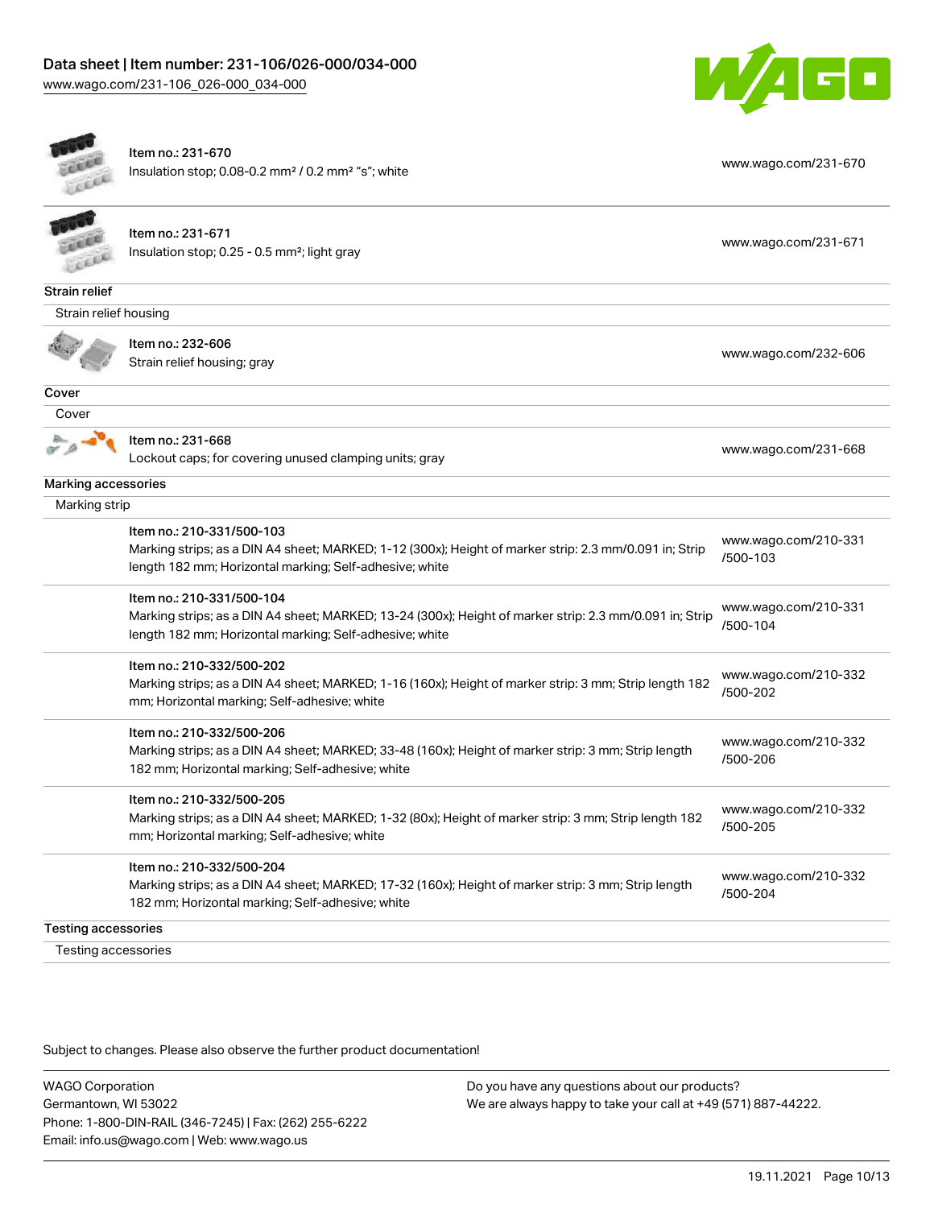| Item | URL |
| --- | --- |
| Item no.: 231-670<br>Insulation stop; 0.08-0.2 mm² / 0.2 mm² "s"; white | www.wago.com/231-670 |
| Item no.: 231-671<br>Insulation stop; 0.25 - 0.5 mm²; light gray | www.wago.com/231-671 |

**Strain relief**

Strain relief housing

| Item | URL |
| --- | --- |
| Item no.: 232-606<br>Strain relief housing; gray | www.wago.com/232-606 |

**Cover**

Cover

| Item | URL |
| --- | --- |
| Item no.: 231-668<br>Lockout caps; for covering unused clamping units; gray | www.wago.com/231-668 |

**Marking accessories**

Marking strip

| Item | URL |
| --- | --- |
| Item no.: 210-331/500-103<br>Marking strips; as a DIN A4 sheet; MARKED; 1-12 (300x); Height of marker strip: 2.3 mm/0.091 in; Strip length 182 mm; Horizontal marking; Self-adhesive; white | www.wago.com/210-331/500-103 |
| Item no.: 210-331/500-104<br>Marking strips; as a DIN A4 sheet; MARKED; 13-24 (300x); Height of marker strip: 2.3 mm/0.091 in; Strip length 182 mm; Horizontal marking; Self-adhesive; white | www.wago.com/210-331/500-104 |
| Item no.: 210-332/500-202<br>Marking strips; as a DIN A4 sheet; MARKED; 1-16 (160x); Height of marker strip: 3 mm; Strip length 182 mm; Horizontal marking; Self-adhesive; white | www.wago.com/210-332/500-202 |
| Item no.: 210-332/500-206<br>Marking strips; as a DIN A4 sheet; MARKED; 33-48 (160x); Height of marker strip: 3 mm; Strip length 182 mm; Horizontal marking; Self-adhesive; white | www.wago.com/210-332/500-206 |
| Item no.: 210-332/500-205<br>Marking strips; as a DIN A4 sheet; MARKED; 1-32 (80x); Height of marker strip: 3 mm; Strip length 182 mm; Horizontal marking; Self-adhesive; white | www.wago.com/210-332/500-205 |
| Item no.: 210-332/500-204<br>Marking strips; as a DIN A4 sheet; MARKED; 17-32 (160x); Height of marker strip: 3 mm; Strip length 182 mm; Horizontal marking; Self-adhesive; white | www.wago.com/210-332/500-204 |

**Testing accessories**

Testing accessories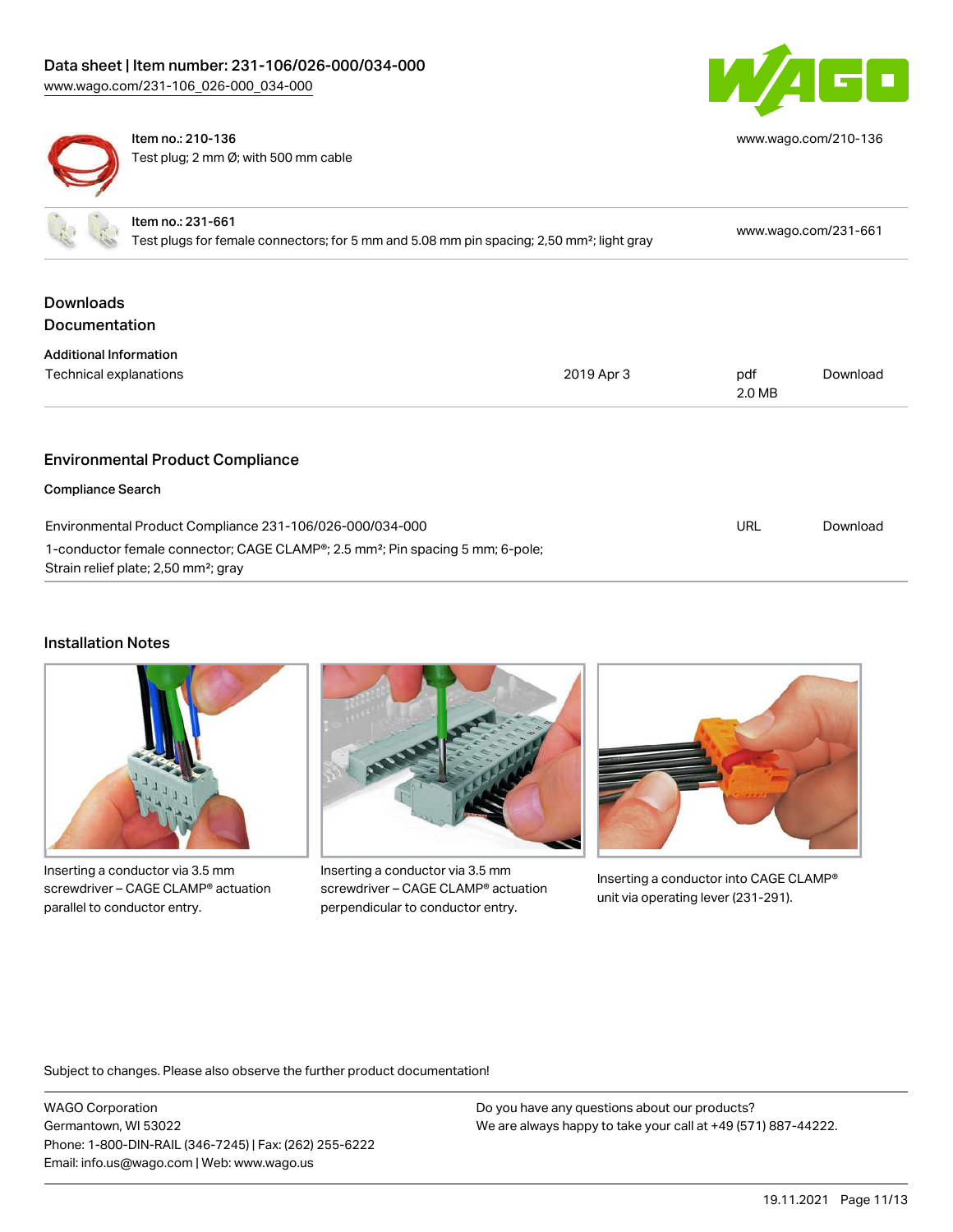| | |
|---|---|
| Item no.: 210-136<br>Test plug; 2 mm Ø; with 500 mm cable | www.wago.com/210-136 |
| Item no.: 231-661<br>Test plugs for female connectors; for 5 mm and 5.08 mm pin spacing; 2,50 mm²; light gray | www.wago.com/231-661 |

## Downloads

### Documentation

**Additional Information**

| | | | |
|---|---|---|---|
| Technical explanations | 2019 Apr 3 | pdf<br>2.0 MB | Download |

### Environmental Product Compliance

**Compliance Search**

| | | |
|---|---|---|
| Environmental Product Compliance 231-106/026-000/034-000<br>1-conductor female connector; CAGE CLAMP®; 2.5 mm²; Pin spacing 5 mm; 6-pole; Strain relief plate; 2,50 mm²; gray | URL | Download |

### Installation Notes

Inserting a conductor via 3.5 mm screwdriver – CAGE CLAMP® actuation parallel to conductor entry.

Inserting a conductor via 3.5 mm screwdriver – CAGE CLAMP® actuation perpendicular to conductor entry.

Inserting a conductor into CAGE CLAMP® unit via operating lever (231-291).

Subject to changes. Please also observe the further product documentation!

WAGO Corporation
Germantown, WI 53022
Phone: 1-800-DIN-RAIL (346-7245) | Fax: (262) 255-6222
Email: info.us@wago.com | Web: www.wago.us

Do you have any questions about our products?
We are always happy to take your call at +49 (571) 887-44222.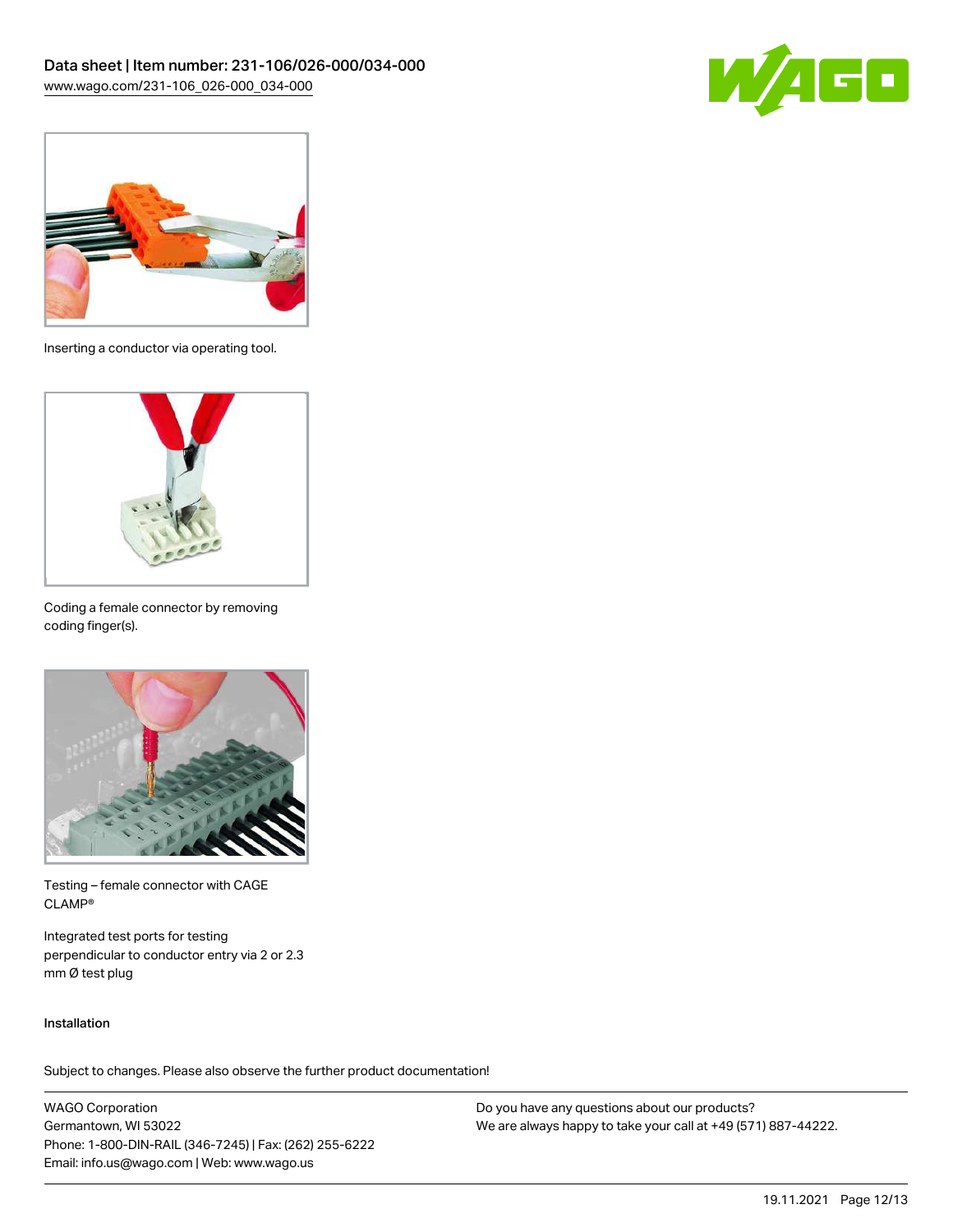Inserting a conductor via operating tool.

Coding a female connector by removing coding finger(s).

Testing – female connector with CAGE CLAMP®

Integrated test ports for testing perpendicular to conductor entry via 2 or 2.3 mm Ø test plug

Installation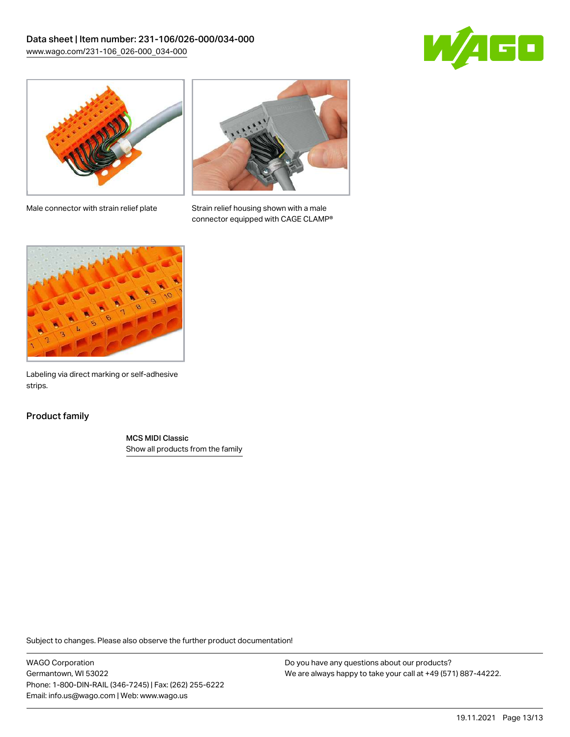Male connector with strain relief plate

Strain relief housing shown with a male connector equipped with CAGE CLAMP®

Labeling via direct marking or self-adhesive strips.

## Product family

MCS MIDI Classic
Show all products from the family

Subject to changes. Please also observe the further product documentation!

WAGO Corporation
Germantown, WI 53022
Phone: 1-800-DIN-RAIL (346-7245) | Fax: (262) 255-6222
Email: info.us@wago.com | Web: www.wago.us

Do you have any questions about our products?
We are always happy to take your call at +49 (571) 887-44222.